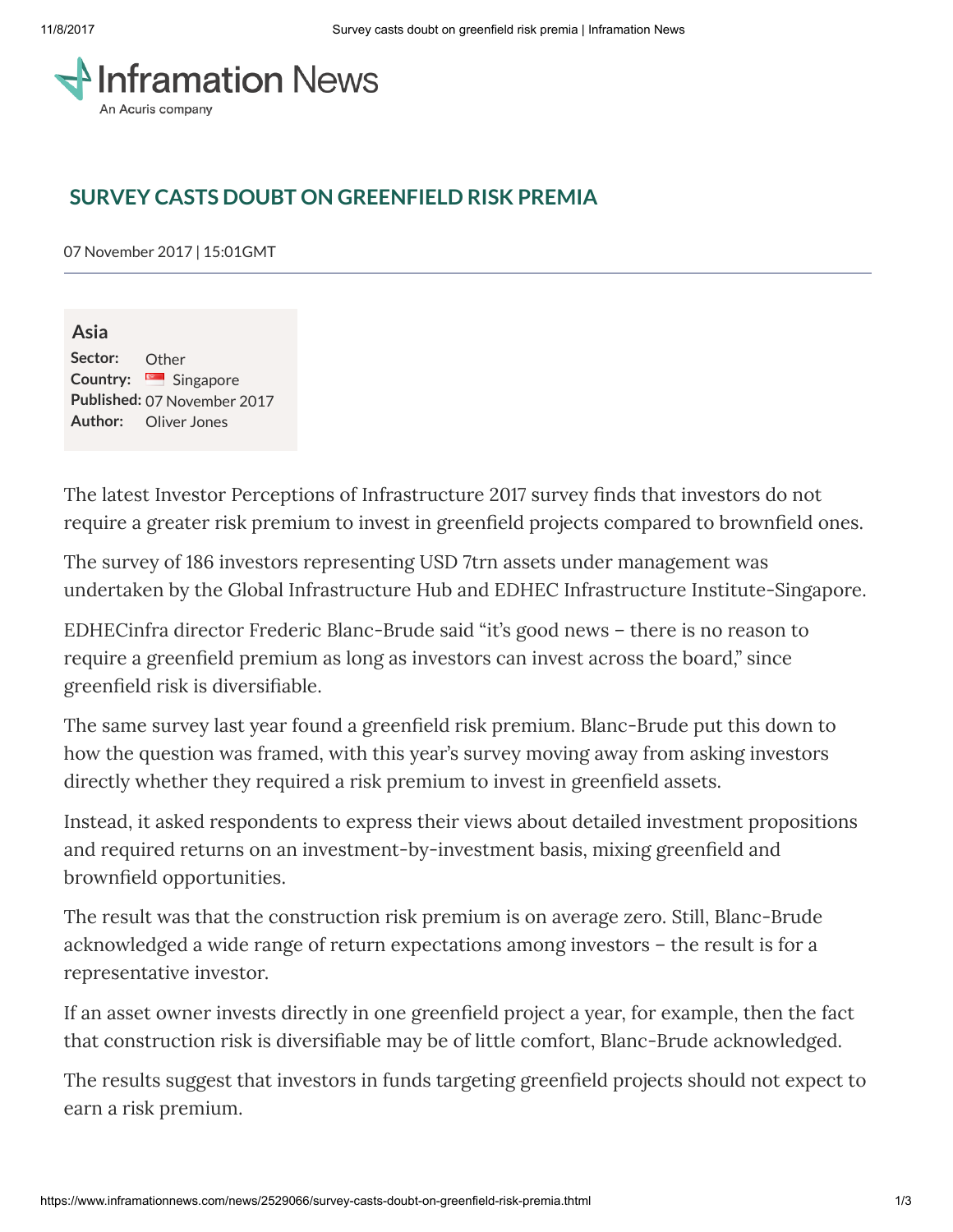# SURVEY CASTS DOUBT ON GREENFIELD RISK PREMIA

07 November 2017 | 15:01GMT

**Asia**

**Sector:** Other
**Country:** Singapore
**Published:** 07 November 2017
**Author:** Oliver Jones

The latest Investor Perceptions of Infrastructure 2017 survey finds that investors do not require a greater risk premium to invest in greenfield projects compared to brownfield ones.

The survey of 186 investors representing USD 7trn assets under management was undertaken by the Global Infrastructure Hub and EDHEC Infrastructure Institute-Singapore.

EDHECinfra director Frederic Blanc-Brude said "it's good news – there is no reason to require a greenfield premium as long as investors can invest across the board," since greenfield risk is diversifiable.

The same survey last year found a greenfield risk premium. Blanc-Brude put this down to how the question was framed, with this year's survey moving away from asking investors directly whether they required a risk premium to invest in greenfield assets.

Instead, it asked respondents to express their views about detailed investment propositions and required returns on an investment-by-investment basis, mixing greenfield and brownfield opportunities.

The result was that the construction risk premium is on average zero. Still, Blanc-Brude acknowledged a wide range of return expectations among investors – the result is for a representative investor.

If an asset owner invests directly in one greenfield project a year, for example, then the fact that construction risk is diversifiable may be of little comfort, Blanc-Brude acknowledged.

The results suggest that investors in funds targeting greenfield projects should not expect to earn a risk premium.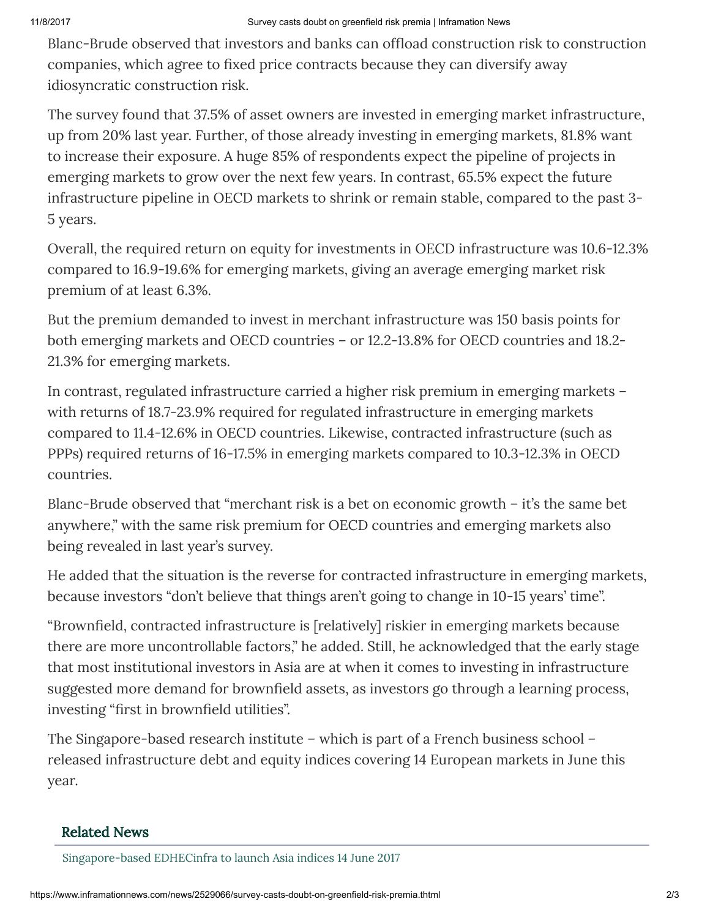Blanc-Brude observed that investors and banks can offload construction risk to construction companies, which agree to fixed price contracts because they can diversify away idiosyncratic construction risk.

The survey found that 37.5% of asset owners are invested in emerging market infrastructure, up from 20% last year. Further, of those already investing in emerging markets, 81.8% want to increase their exposure. A huge 85% of respondents expect the pipeline of projects in emerging markets to grow over the next few years. In contrast, 65.5% expect the future infrastructure pipeline in OECD markets to shrink or remain stable, compared to the past 3-5 years.

Overall, the required return on equity for investments in OECD infrastructure was 10.6-12.3% compared to 16.9-19.6% for emerging markets, giving an average emerging market risk premium of at least 6.3%.

But the premium demanded to invest in merchant infrastructure was 150 basis points for both emerging markets and OECD countries – or 12.2-13.8% for OECD countries and 18.2-21.3% for emerging markets.

In contrast, regulated infrastructure carried a higher risk premium in emerging markets – with returns of 18.7-23.9% required for regulated infrastructure in emerging markets compared to 11.4-12.6% in OECD countries. Likewise, contracted infrastructure (such as PPPs) required returns of 16-17.5% in emerging markets compared to 10.3-12.3% in OECD countries.

Blanc-Brude observed that "merchant risk is a bet on economic growth – it's the same bet anywhere," with the same risk premium for OECD countries and emerging markets also being revealed in last year's survey.

He added that the situation is the reverse for contracted infrastructure in emerging markets, because investors "don't believe that things aren't going to change in 10-15 years' time".

"Brownfield, contracted infrastructure is [relatively] riskier in emerging markets because there are more uncontrollable factors," he added. Still, he acknowledged that the early stage that most institutional investors in Asia are at when it comes to investing in infrastructure suggested more demand for brownfield assets, as investors go through a learning process, investing "first in brownfield utilities".

The Singapore-based research institute – which is part of a French business school – released infrastructure debt and equity indices covering 14 European markets in June this year.

## Related News

Singapore-based EDHECinfra to launch Asia indices 14 June 2017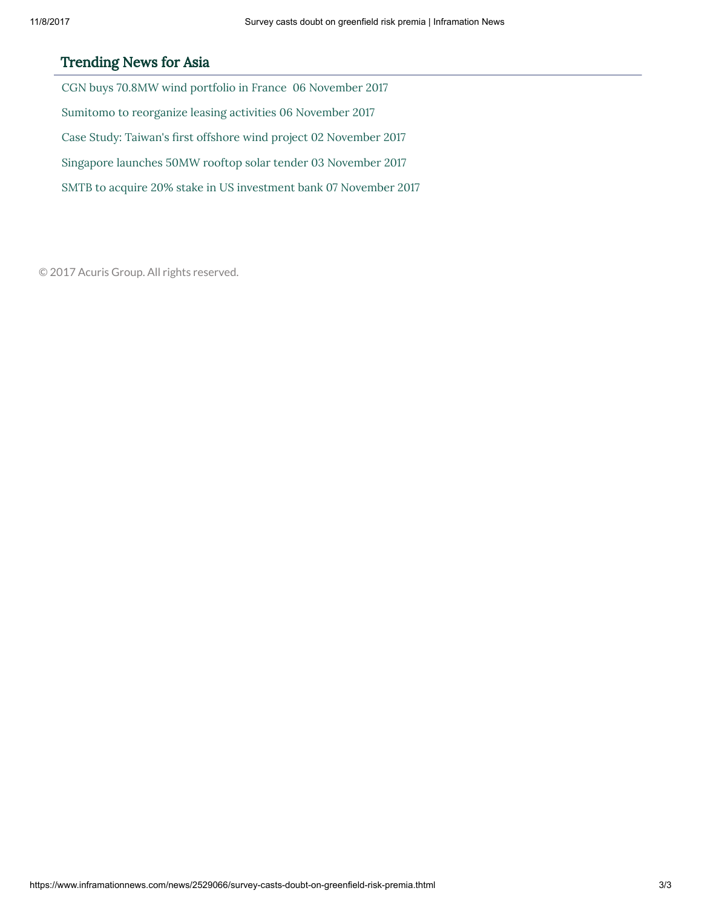## Trending News for Asia

CGN buys 70.8MW wind portfolio in France 06 November 2017

Sumitomo to reorganize leasing activities 06 November 2017

Case Study: Taiwan's first offshore wind project 02 November 2017

Singapore launches 50MW rooftop solar tender 03 November 2017

SMTB to acquire 20% stake in US investment bank 07 November 2017

© 2017 Acuris Group. All rights reserved.